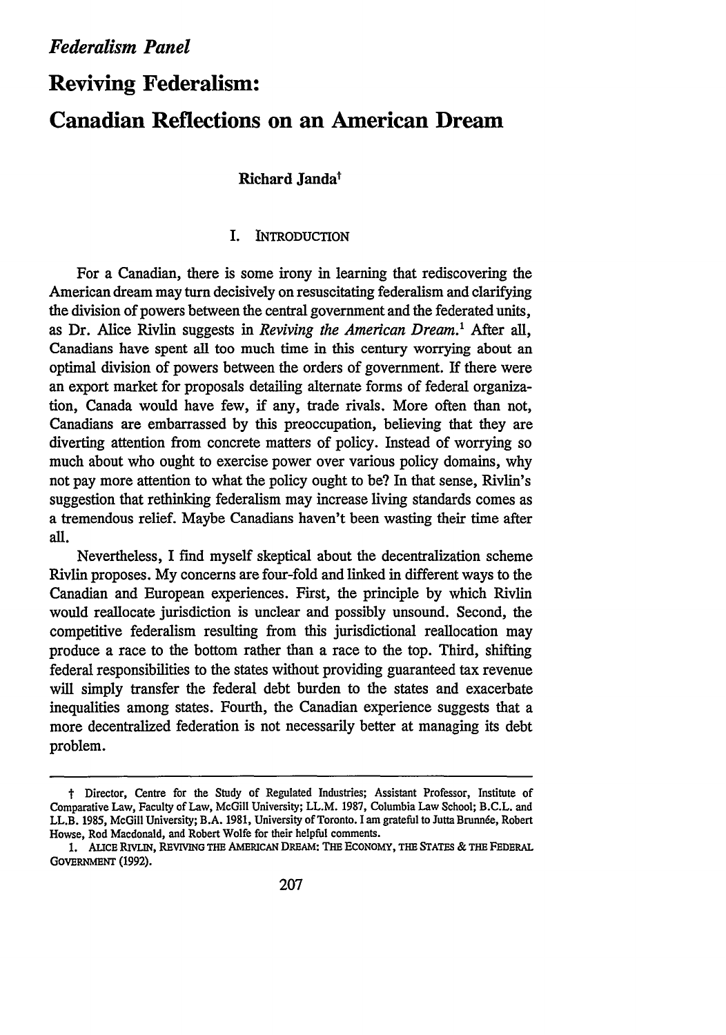*Federalism Panel*

# Reviving Federalism: Canadian Reflections on an American Dream

**Richard Janda**[†]

## I. Introduction

For a Canadian, there is some irony in learning that rediscovering the American dream may turn decisively on resuscitating federalism and clarifying the division of powers between the central government and the federated units, as Dr. Alice Rivlin suggests in *Reviving the American Dream.*[1] After all, Canadians have spent all too much time in this century worrying about an optimal division of powers between the orders of government. If there were an export market for proposals detailing alternate forms of federal organization, Canada would have few, if any, trade rivals. More often than not, Canadians are embarrassed by this preoccupation, believing that they are diverting attention from concrete matters of policy. Instead of worrying so much about who ought to exercise power over various policy domains, why not pay more attention to what the policy ought to be? In that sense, Rivlin's suggestion that rethinking federalism may increase living standards comes as a tremendous relief. Maybe Canadians haven't been wasting their time after all.

Nevertheless, I find myself skeptical about the decentralization scheme Rivlin proposes. My concerns are four-fold and linked in different ways to the Canadian and European experiences. First, the principle by which Rivlin would reallocate jurisdiction is unclear and possibly unsound. Second, the competitive federalism resulting from this jurisdictional reallocation may produce a race to the bottom rather than a race to the top. Third, shifting federal responsibilities to the states without providing guaranteed tax revenue will simply transfer the federal debt burden to the states and exacerbate inequalities among states. Fourth, the Canadian experience suggests that a more decentralized federation is not necessarily better at managing its debt problem.

---

† Director, Centre for the Study of Regulated Industries; Assistant Professor, Institute of Comparative Law, Faculty of Law, McGill University; LL.M. 1987, Columbia Law School; B.C.L. and LL.B. 1985, McGill University; B.A. 1981, University of Toronto. I am grateful to Jutta Brunnée, Robert Howse, Rod Macdonald, and Robert Wolfe for their helpful comments.

1. Alice Rivlin, Reviving the American Dream: The Economy, the States & the Federal Government (1992).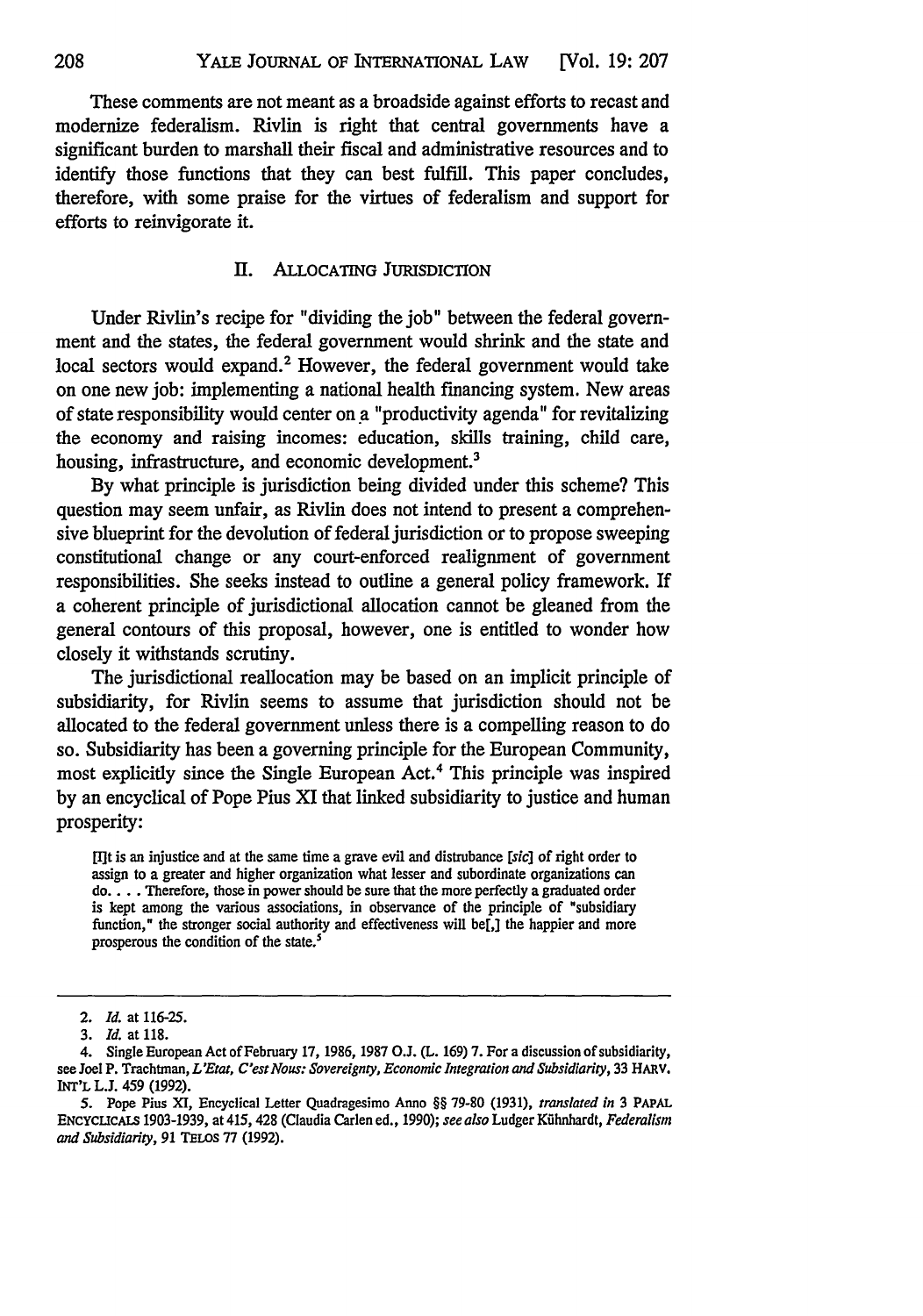These comments are not meant as a broadside against efforts to recast and modernize federalism. Rivlin is right that central governments have a significant burden to marshall their fiscal and administrative resources and to identify those functions that they can best fulfill. This paper concludes, therefore, with some praise for the virtues of federalism and support for efforts to reinvigorate it.

## II. ALLOCATING JURISDICTION

Under Rivlin's recipe for "dividing the job" between the federal government and the states, the federal government would shrink and the state and local sectors would expand.[2] However, the federal government would take on one new job: implementing a national health financing system. New areas of state responsibility would center on a "productivity agenda" for revitalizing the economy and raising incomes: education, skills training, child care, housing, infrastructure, and economic development.[3]

By what principle is jurisdiction being divided under this scheme? This question may seem unfair, as Rivlin does not intend to present a comprehensive blueprint for the devolution of federal jurisdiction or to propose sweeping constitutional change or any court-enforced realignment of government responsibilities. She seeks instead to outline a general policy framework. If a coherent principle of jurisdictional allocation cannot be gleaned from the general contours of this proposal, however, one is entitled to wonder how closely it withstands scrutiny.

The jurisdictional reallocation may be based on an implicit principle of subsidiarity, for Rivlin seems to assume that jurisdiction should not be allocated to the federal government unless there is a compelling reason to do so. Subsidiarity has been a governing principle for the European Community, most explicitly since the Single European Act.[4] This principle was inspired by an encyclical of Pope Pius XI that linked subsidiarity to justice and human prosperity:

> [I]t is an injustice and at the same time a grave evil and distrubance [*sic*] of right order to assign to a greater and higher organization what lesser and subordinate organizations can do. . . . Therefore, those in power should be sure that the more perfectly a graduated order is kept among the various associations, in observance of the principle of "subsidiary function," the stronger social authority and effectiveness will be[,] the happier and more prosperous the condition of the state.[5]

---

2. *Id.* at 116-25.

3. *Id.* at 118.

4. Single European Act of February 17, 1986, 1987 O.J. (L. 169) 7. For a discussion of subsidiarity, see Joel P. Trachtman, *L'Etat, C'est Nous: Sovereignty, Economic Integration and Subsidiarity*, 33 HARV. INT'L L.J. 459 (1992).

5. Pope Pius XI, Encyclical Letter Quadragesimo Anno §§ 79-80 (1931), *translated in* 3 PAPAL ENCYCLICALS 1903-1939, at 415, 428 (Claudia Carlen ed., 1990); *see also* Ludger Kühnhardt, *Federalism and Subsidiarity*, 91 TELOS 77 (1992).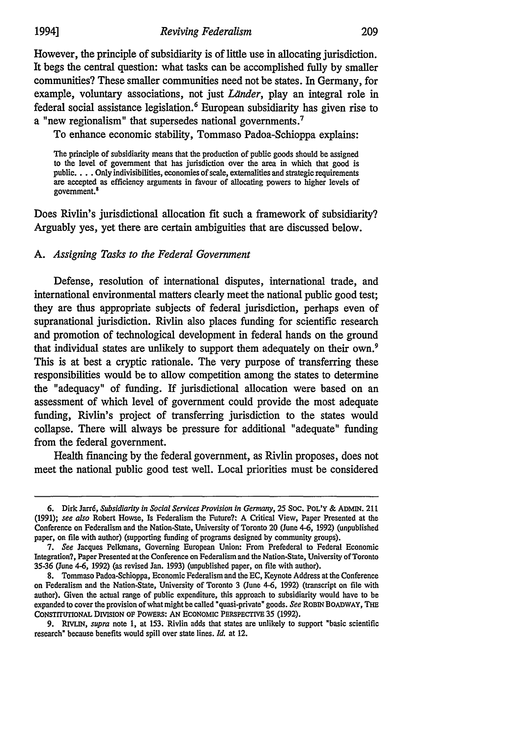However, the principle of subsidiarity is of little use in allocating jurisdiction. It begs the central question: what tasks can be accomplished fully by smaller communities? These smaller communities need not be states. In Germany, for example, voluntary associations, not just *Länder*, play an integral role in federal social assistance legislation.[6] European subsidiarity has given rise to a "new regionalism" that supersedes national governments.[7]

To enhance economic stability, Tommaso Padoa-Schioppa explains:

> The principle of subsidiarity means that the production of public goods should be assigned to the level of government that has jurisdiction over the area in which that good is public. . . . Only indivisibilities, economies of scale, externalities and strategic requirements are accepted as efficiency arguments in favour of allocating powers to higher levels of government.[8]

Does Rivlin's jurisdictional allocation fit such a framework of subsidiarity? Arguably yes, yet there are certain ambiguities that are discussed below.

### A. *Assigning Tasks to the Federal Government*

Defense, resolution of international disputes, international trade, and international environmental matters clearly meet the national public good test; they are thus appropriate subjects of federal jurisdiction, perhaps even of supranational jurisdiction. Rivlin also places funding for scientific research and promotion of technological development in federal hands on the ground that individual states are unlikely to support them adequately on their own.[9] This is at best a cryptic rationale. The very purpose of transferring these responsibilities would be to allow competition among the states to determine the "adequacy" of funding. If jurisdictional allocation were based on an assessment of which level of government could provide the most adequate funding, Rivlin's project of transferring jurisdiction to the states would collapse. There will always be pressure for additional "adequate" funding from the federal government.

Health financing by the federal government, as Rivlin proposes, does not meet the national public good test well. Local priorities must be considered

---

6. Dirk Jarré, *Subsidiarity in Social Services Provision in Germany*, 25 SOC. POL'Y & ADMIN. 211 (1991); *see also* Robert Howse, Is Federalism the Future?: A Critical View, Paper Presented at the Conference on Federalism and the Nation-State, University of Toronto 20 (June 4-6, 1992) (unpublished paper, on file with author) (supporting funding of programs designed by community groups).

7. *See* Jacques Pelkmans, Governing European Union: From Prefederal to Federal Economic Integration?, Paper Presented at the Conference on Federalism and the Nation-State, University of Toronto 35-36 (June 4-6, 1992) (as revised Jan. 1993) (unpublished paper, on file with author).

8. Tommaso Padoa-Schioppa, Economic Federalism and the EC, Keynote Address at the Conference on Federalism and the Nation-State, University of Toronto 3 (June 4-6, 1992) (transcript on file with author). Given the actual range of public expenditure, this approach to subsidiarity would have to be expanded to cover the provision of what might be called "quasi-private" goods. *See* ROBIN BOADWAY, THE CONSTITUTIONAL DIVISION OF POWERS: AN ECONOMIC PERSPECTIVE 35 (1992).

9. RIVLIN, *supra* note 1, at 153. Rivlin adds that states are unlikely to support "basic scientific research" because benefits would spill over state lines. *Id.* at 12.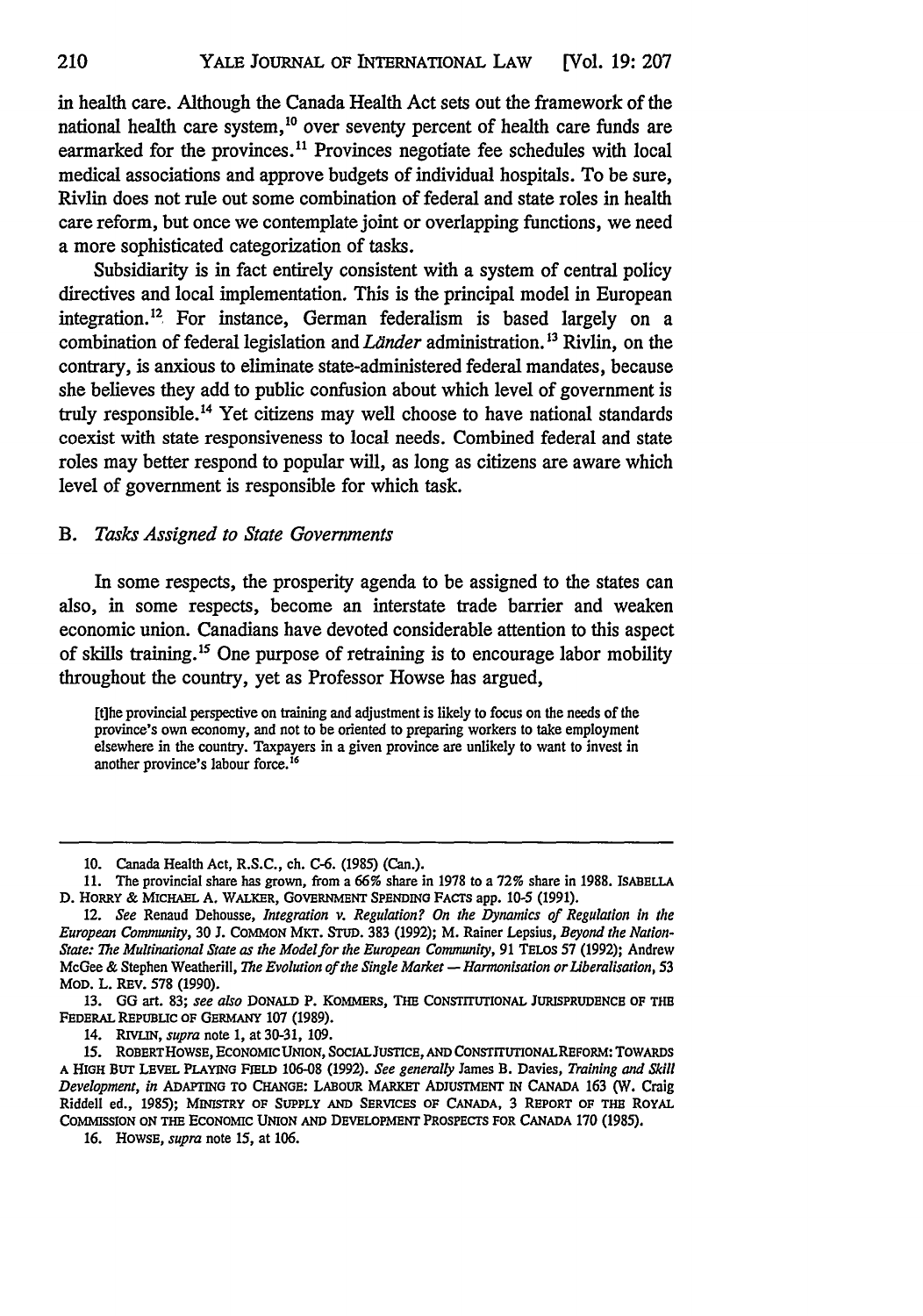in health care. Although the Canada Health Act sets out the framework of the national health care system,[10] over seventy percent of health care funds are earmarked for the provinces.[11] Provinces negotiate fee schedules with local medical associations and approve budgets of individual hospitals. To be sure, Rivlin does not rule out some combination of federal and state roles in health care reform, but once we contemplate joint or overlapping functions, we need a more sophisticated categorization of tasks.

Subsidiarity is in fact entirely consistent with a system of central policy directives and local implementation. This is the principal model in European integration.[12] For instance, German federalism is based largely on a combination of federal legislation and *Länder* administration.[13] Rivlin, on the contrary, is anxious to eliminate state-administered federal mandates, because she believes they add to public confusion about which level of government is truly responsible.[14] Yet citizens may well choose to have national standards coexist with state responsiveness to local needs. Combined federal and state roles may better respond to popular will, as long as citizens are aware which level of government is responsible for which task.

### B. *Tasks Assigned to State Governments*

In some respects, the prosperity agenda to be assigned to the states can also, in some respects, become an interstate trade barrier and weaken economic union. Canadians have devoted considerable attention to this aspect of skills training.[15] One purpose of retraining is to encourage labor mobility throughout the country, yet as Professor Howse has argued,

> [t]he provincial perspective on training and adjustment is likely to focus on the needs of the province's own economy, and not to be oriented to preparing workers to take employment elsewhere in the country. Taxpayers in a given province are unlikely to want to invest in another province's labour force.[16]

---

10. Canada Health Act, R.S.C., ch. C-6. (1985) (Can.).

11. The provincial share has grown, from a 66% share in 1978 to a 72% share in 1988. ISABELLA D. HORRY & MICHAEL A. WALKER, GOVERNMENT SPENDING FACTS app. 10-5 (1991).

12. *See* Renaud Dehousse, *Integration v. Regulation? On the Dynamics of Regulation in the European Community*, 30 J. COMMON MKT. STUD. 383 (1992); M. Rainer Lepsius, *Beyond the Nation-State: The Multinational State as the Model for the European Community*, 91 TELOS 57 (1992); Andrew McGee & Stephen Weatherill, *The Evolution of the Single Market — Harmonisation or Liberalisation*, 53 MOD. L. REV. 578 (1990).

13. GG art. 83; *see also* DONALD P. KOMMERS, THE CONSTITUTIONAL JURISPRUDENCE OF THE FEDERAL REPUBLIC OF GERMANY 107 (1989).

14. RIVLIN, *supra* note 1, at 30-31, 109.

15. ROBERT HOWSE, ECONOMIC UNION, SOCIAL JUSTICE, AND CONSTITUTIONAL REFORM: TOWARDS A HIGH BUT LEVEL PLAYING FIELD 106-08 (1992). *See generally* James B. Davies, *Training and Skill Development*, *in* ADAPTING TO CHANGE: LABOUR MARKET ADJUSTMENT IN CANADA 163 (W. Craig Riddell ed., 1985); MINISTRY OF SUPPLY AND SERVICES OF CANADA, 3 REPORT OF THE ROYAL COMMISSION ON THE ECONOMIC UNION AND DEVELOPMENT PROSPECTS FOR CANADA 170 (1985).

16. HOWSE, *supra* note 15, at 106.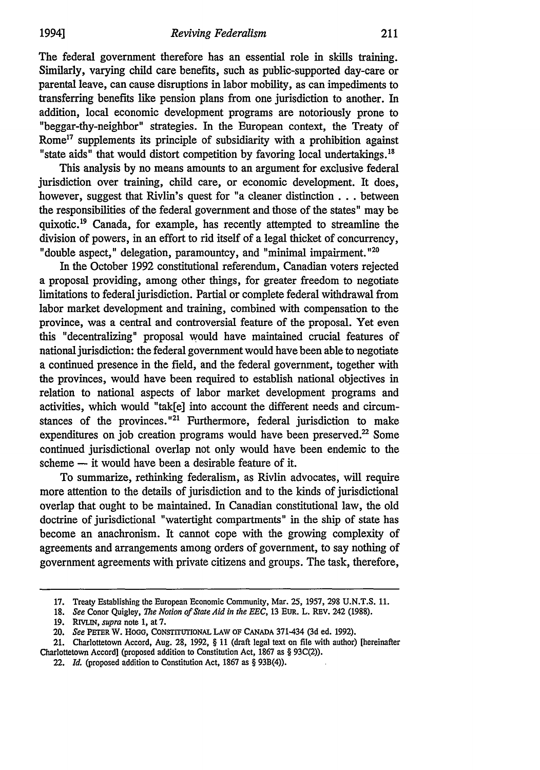The federal government therefore has an essential role in skills training. Similarly, varying child care benefits, such as public-supported day-care or parental leave, can cause disruptions in labor mobility, as can impediments to transferring benefits like pension plans from one jurisdiction to another. In addition, local economic development programs are notoriously prone to "beggar-thy-neighbor" strategies. In the European context, the Treaty of Rome[17] supplements its principle of subsidiarity with a prohibition against "state aids" that would distort competition by favoring local undertakings.[18]

This analysis by no means amounts to an argument for exclusive federal jurisdiction over training, child care, or economic development. It does, however, suggest that Rivlin's quest for "a cleaner distinction . . . between the responsibilities of the federal government and those of the states" may be quixotic.[19] Canada, for example, has recently attempted to streamline the division of powers, in an effort to rid itself of a legal thicket of concurrency, "double aspect," delegation, paramountcy, and "minimal impairment."[20]

In the October 1992 constitutional referendum, Canadian voters rejected a proposal providing, among other things, for greater freedom to negotiate limitations to federal jurisdiction. Partial or complete federal withdrawal from labor market development and training, combined with compensation to the province, was a central and controversial feature of the proposal. Yet even this "decentralizing" proposal would have maintained crucial features of national jurisdiction: the federal government would have been able to negotiate a continued presence in the field, and the federal government, together with the provinces, would have been required to establish national objectives in relation to national aspects of labor market development programs and activities, which would "tak[e] into account the different needs and circumstances of the provinces."[21] Furthermore, federal jurisdiction to make expenditures on job creation programs would have been preserved.[22] Some continued jurisdictional overlap not only would have been endemic to the scheme — it would have been a desirable feature of it.

To summarize, rethinking federalism, as Rivlin advocates, will require more attention to the details of jurisdiction and to the kinds of jurisdictional overlap that ought to be maintained. In Canadian constitutional law, the old doctrine of jurisdictional "watertight compartments" in the ship of state has become an anachronism. It cannot cope with the growing complexity of agreements and arrangements among orders of government, to say nothing of government agreements with private citizens and groups. The task, therefore,

---

17. Treaty Establishing the European Economic Community, Mar. 25, 1957, 298 U.N.T.S. 11.

18. *See* Conor Quigley, *The Notion of State Aid in the EEC*, 13 EUR. L. REV. 242 (1988).

19. RIVLIN, *supra* note 1, at 7.

20. *See* PETER W. HOGG, CONSTITUTIONAL LAW OF CANADA 371-434 (3d ed. 1992).

21. Charlottetown Accord, Aug. 28, 1992, § 11 (draft legal text on file with author) [hereinafter Charlottetown Accord] (proposed addition to Constitution Act, 1867 as § 93C(2)).

22. *Id.* (proposed addition to Constitution Act, 1867 as § 93B(4)).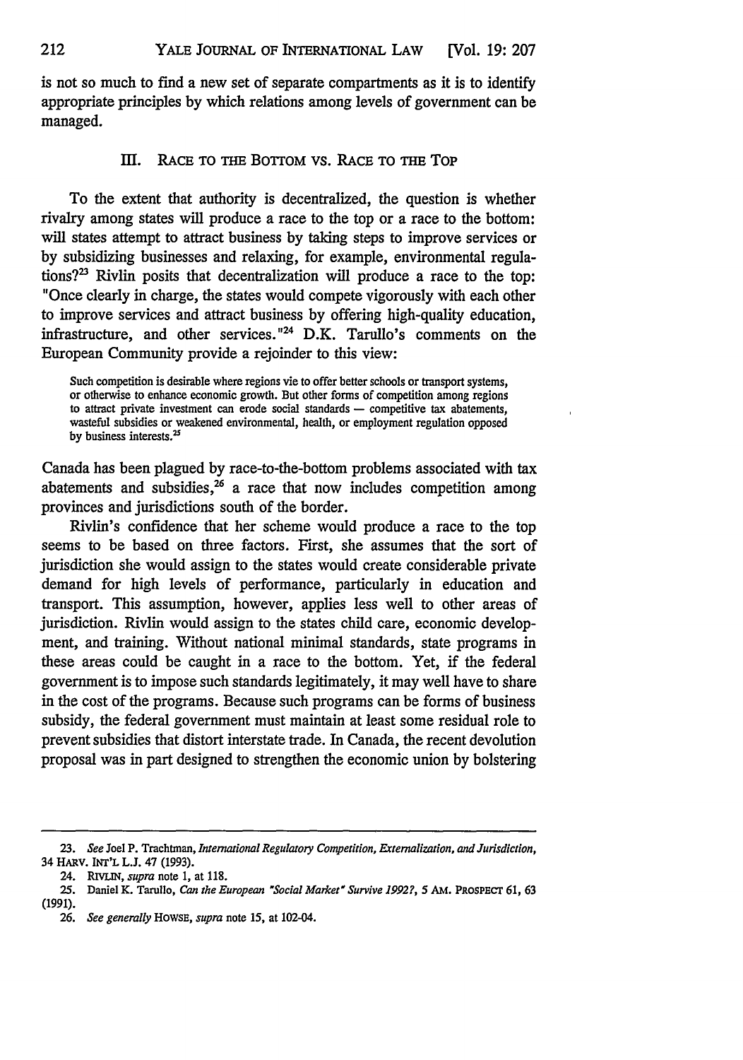is not so much to find a new set of separate compartments as it is to identify appropriate principles by which relations among levels of government can be managed.

## III. RACE TO THE BOTTOM VS. RACE TO THE TOP

To the extent that authority is decentralized, the question is whether rivalry among states will produce a race to the top or a race to the bottom: will states attempt to attract business by taking steps to improve services or by subsidizing businesses and relaxing, for example, environmental regulations?[23] Rivlin posits that decentralization will produce a race to the top: "Once clearly in charge, the states would compete vigorously with each other to improve services and attract business by offering high-quality education, infrastructure, and other services."[24] D.K. Tarullo's comments on the European Community provide a rejoinder to this view:

> Such competition is desirable where regions vie to offer better schools or transport systems, or otherwise to enhance economic growth. But other forms of competition among regions to attract private investment can erode social standards — competitive tax abatements, wasteful subsidies or weakened environmental, health, or employment regulation opposed by business interests.[25]

Canada has been plagued by race-to-the-bottom problems associated with tax abatements and subsidies,[26] a race that now includes competition among provinces and jurisdictions south of the border.

Rivlin's confidence that her scheme would produce a race to the top seems to be based on three factors. First, she assumes that the sort of jurisdiction she would assign to the states would create considerable private demand for high levels of performance, particularly in education and transport. This assumption, however, applies less well to other areas of jurisdiction. Rivlin would assign to the states child care, economic development, and training. Without national minimal standards, state programs in these areas could be caught in a race to the bottom. Yet, if the federal government is to impose such standards legitimately, it may well have to share in the cost of the programs. Because such programs can be forms of business subsidy, the federal government must maintain at least some residual role to prevent subsidies that distort interstate trade. In Canada, the recent devolution proposal was in part designed to strengthen the economic union by bolstering

---

23. *See* Joel P. Trachtman, *International Regulatory Competition, Externalization, and Jurisdiction*, 34 HARV. INT'L L.J. 47 (1993).

24. RIVLIN, *supra* note 1, at 118.

25. Daniel K. Tarullo, *Can the European "Social Market" Survive 1992?*, 5 AM. PROSPECT 61, 63 (1991).

26. *See generally* HOWSE, *supra* note 15, at 102-04.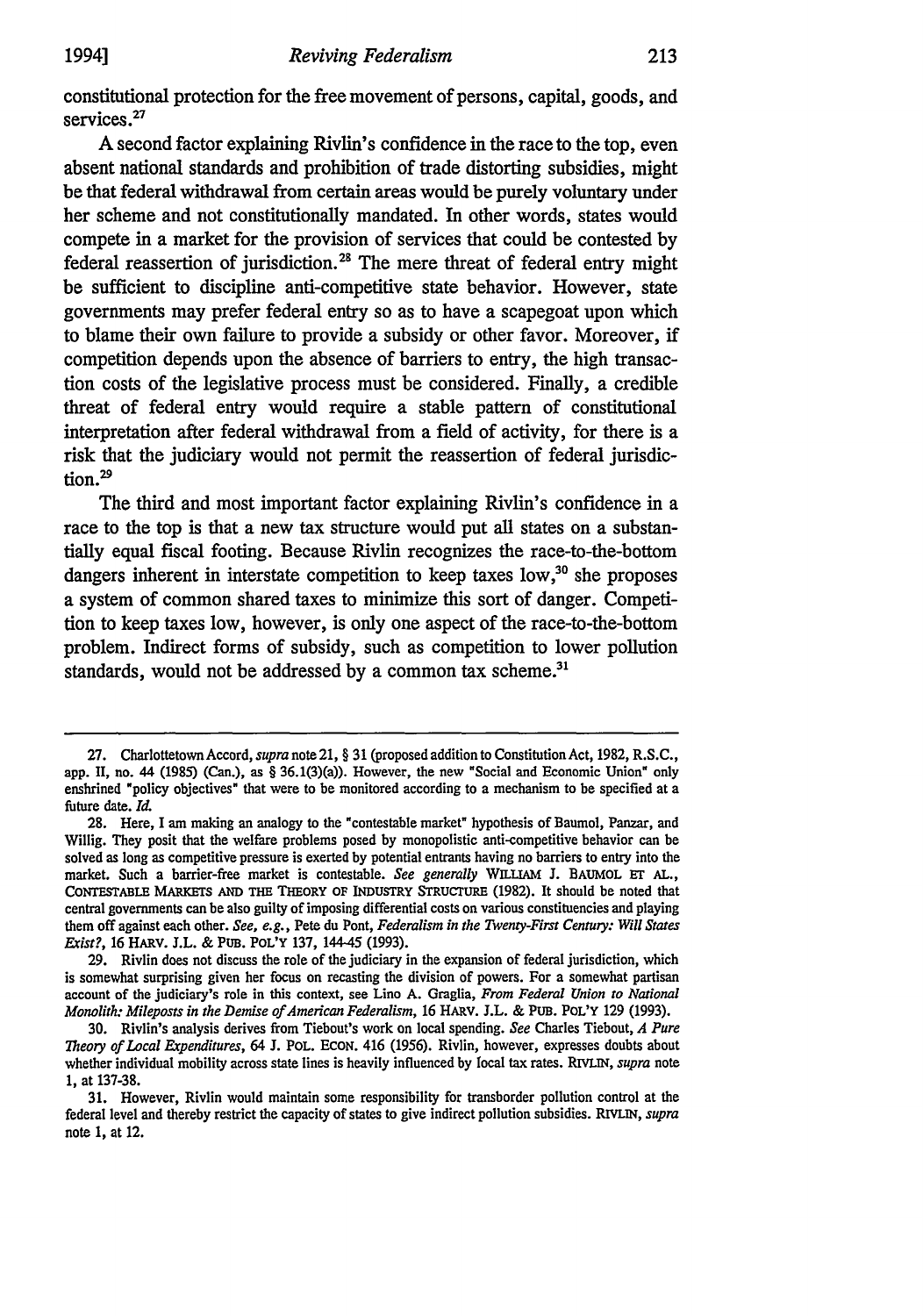constitutional protection for the free movement of persons, capital, goods, and services.[27]

A second factor explaining Rivlin's confidence in the race to the top, even absent national standards and prohibition of trade distorting subsidies, might be that federal withdrawal from certain areas would be purely voluntary under her scheme and not constitutionally mandated. In other words, states would compete in a market for the provision of services that could be contested by federal reassertion of jurisdiction.[28] The mere threat of federal entry might be sufficient to discipline anti-competitive state behavior. However, state governments may prefer federal entry so as to have a scapegoat upon which to blame their own failure to provide a subsidy or other favor. Moreover, if competition depends upon the absence of barriers to entry, the high transaction costs of the legislative process must be considered. Finally, a credible threat of federal entry would require a stable pattern of constitutional interpretation after federal withdrawal from a field of activity, for there is a risk that the judiciary would not permit the reassertion of federal jurisdiction.[29]

The third and most important factor explaining Rivlin's confidence in a race to the top is that a new tax structure would put all states on a substantially equal fiscal footing. Because Rivlin recognizes the race-to-the-bottom dangers inherent in interstate competition to keep taxes low,[30] she proposes a system of common shared taxes to minimize this sort of danger. Competition to keep taxes low, however, is only one aspect of the race-to-the-bottom problem. Indirect forms of subsidy, such as competition to lower pollution standards, would not be addressed by a common tax scheme.[31]

---

27. Charlottetown Accord, *supra* note 21, § 31 (proposed addition to Constitution Act, 1982, R.S.C., app. II, no. 44 (1985) (Can.), as § 36.1(3)(a)). However, the new "Social and Economic Union" only enshrined "policy objectives" that were to be monitored according to a mechanism to be specified at a future date. *Id.*

28. Here, I am making an analogy to the "contestable market" hypothesis of Baumol, Panzar, and Willig. They posit that the welfare problems posed by monopolistic anti-competitive behavior can be solved as long as competitive pressure is exerted by potential entrants having no barriers to entry into the market. Such a barrier-free market is contestable. *See generally* WILLIAM J. BAUMOL ET AL., CONTESTABLE MARKETS AND THE THEORY OF INDUSTRY STRUCTURE (1982). It should be noted that central governments can be also guilty of imposing differential costs on various constituencies and playing them off against each other. *See, e.g.*, Pete du Pont, *Federalism in the Twenty-First Century: Will States Exist?*, 16 HARV. J.L. & PUB. POL'Y 137, 144-45 (1993).

29. Rivlin does not discuss the role of the judiciary in the expansion of federal jurisdiction, which is somewhat surprising given her focus on recasting the division of powers. For a somewhat partisan account of the judiciary's role in this context, see Lino A. Graglia, *From Federal Union to National Monolith: Mileposts in the Demise of American Federalism*, 16 HARV. J.L. & PUB. POL'Y 129 (1993).

30. Rivlin's analysis derives from Tiebout's work on local spending. *See* Charles Tiebout, *A Pure Theory of Local Expenditures*, 64 J. POL. ECON. 416 (1956). Rivlin, however, expresses doubts about whether individual mobility across state lines is heavily influenced by local tax rates. RIVLIN, *supra* note 1, at 137-38.

31. However, Rivlin would maintain some responsibility for transborder pollution control at the federal level and thereby restrict the capacity of states to give indirect pollution subsidies. RIVLIN, *supra* note 1, at 12.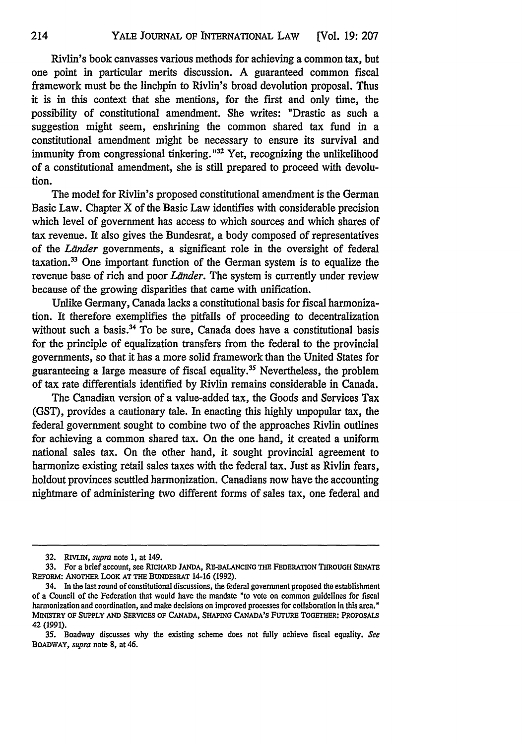Rivlin's book canvasses various methods for achieving a common tax, but one point in particular merits discussion. A guaranteed common fiscal framework must be the linchpin to Rivlin's broad devolution proposal. Thus it is in this context that she mentions, for the first and only time, the possibility of constitutional amendment. She writes: "Drastic as such a suggestion might seem, enshrining the common shared tax fund in a constitutional amendment might be necessary to ensure its survival and immunity from congressional tinkering."[32] Yet, recognizing the unlikelihood of a constitutional amendment, she is still prepared to proceed with devolution.

The model for Rivlin's proposed constitutional amendment is the German Basic Law. Chapter X of the Basic Law identifies with considerable precision which level of government has access to which sources and which shares of tax revenue. It also gives the Bundesrat, a body composed of representatives of the *Länder* governments, a significant role in the oversight of federal taxation.[33] One important function of the German system is to equalize the revenue base of rich and poor *Länder*. The system is currently under review because of the growing disparities that came with unification.

Unlike Germany, Canada lacks a constitutional basis for fiscal harmonization. It therefore exemplifies the pitfalls of proceeding to decentralization without such a basis.[34] To be sure, Canada does have a constitutional basis for the principle of equalization transfers from the federal to the provincial governments, so that it has a more solid framework than the United States for guaranteeing a large measure of fiscal equality.[35] Nevertheless, the problem of tax rate differentials identified by Rivlin remains considerable in Canada.

The Canadian version of a value-added tax, the Goods and Services Tax (GST), provides a cautionary tale. In enacting this highly unpopular tax, the federal government sought to combine two of the approaches Rivlin outlines for achieving a common shared tax. On the one hand, it created a uniform national sales tax. On the other hand, it sought provincial agreement to harmonize existing retail sales taxes with the federal tax. Just as Rivlin fears, holdout provinces scuttled harmonization. Canadians now have the accounting nightmare of administering two different forms of sales tax, one federal and

---

32. RIVLIN, *supra* note 1, at 149.

33. For a brief account, see RICHARD JANDA, RE-BALANCING THE FEDERATION THROUGH SENATE REFORM: ANOTHER LOOK AT THE BUNDESRAT 14-16 (1992).

34. In the last round of constitutional discussions, the federal government proposed the establishment of a Council of the Federation that would have the mandate "to vote on common guidelines for fiscal harmonization and coordination, and make decisions on improved processes for collaboration in this area." MINISTRY OF SUPPLY AND SERVICES OF CANADA, SHAPING CANADA'S FUTURE TOGETHER: PROPOSALS 42 (1991).

35. Boadway discusses why the existing scheme does not fully achieve fiscal equality. *See* BOADWAY, *supra* note 8, at 46.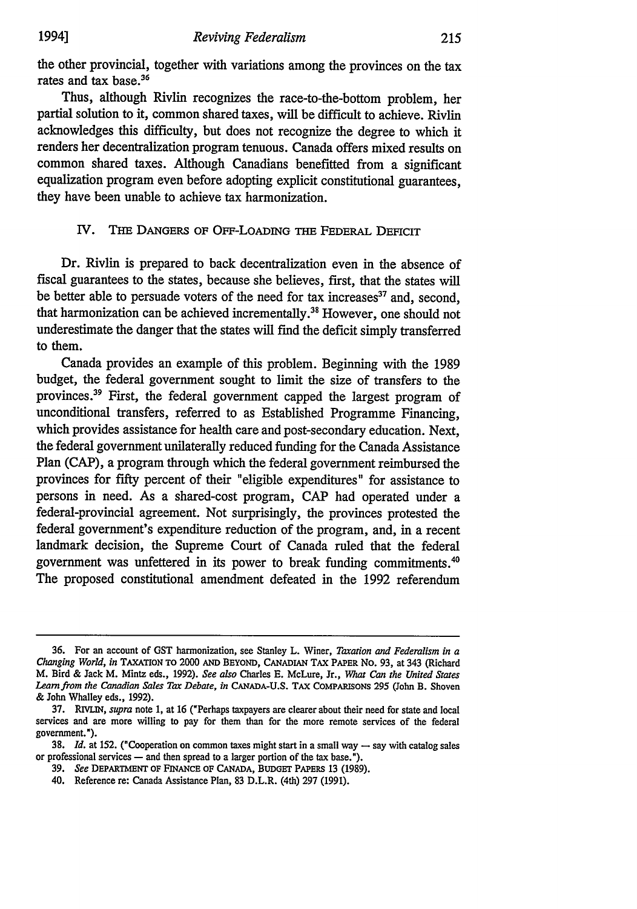the other provincial, together with variations among the provinces on the tax rates and tax base.[36]

Thus, although Rivlin recognizes the race-to-the-bottom problem, her partial solution to it, common shared taxes, will be difficult to achieve. Rivlin acknowledges this difficulty, but does not recognize the degree to which it renders her decentralization program tenuous. Canada offers mixed results on common shared taxes. Although Canadians benefitted from a significant equalization program even before adopting explicit constitutional guarantees, they have been unable to achieve tax harmonization.

## IV. THE DANGERS OF OFF-LOADING THE FEDERAL DEFICIT

Dr. Rivlin is prepared to back decentralization even in the absence of fiscal guarantees to the states, because she believes, first, that the states will be better able to persuade voters of the need for tax increases[37] and, second, that harmonization can be achieved incrementally.[38] However, one should not underestimate the danger that the states will find the deficit simply transferred to them.

Canada provides an example of this problem. Beginning with the 1989 budget, the federal government sought to limit the size of transfers to the provinces.[39] First, the federal government capped the largest program of unconditional transfers, referred to as Established Programme Financing, which provides assistance for health care and post-secondary education. Next, the federal government unilaterally reduced funding for the Canada Assistance Plan (CAP), a program through which the federal government reimbursed the provinces for fifty percent of their "eligible expenditures" for assistance to persons in need. As a shared-cost program, CAP had operated under a federal-provincial agreement. Not surprisingly, the provinces protested the federal government's expenditure reduction of the program, and, in a recent landmark decision, the Supreme Court of Canada ruled that the federal government was unfettered in its power to break funding commitments.[40] The proposed constitutional amendment defeated in the 1992 referendum

---

36. For an account of GST harmonization, see Stanley L. Winer, *Taxation and Federalism in a Changing World*, *in* TAXATION TO 2000 AND BEYOND, CANADIAN TAX PAPER NO. 93, at 343 (Richard M. Bird & Jack M. Mintz eds., 1992). *See also* Charles E. McLure, Jr., *What Can the United States Learn from the Canadian Sales Tax Debate*, *in* CANADA-U.S. TAX COMPARISONS 295 (John B. Shoven & John Whalley eds., 1992).

37. RIVLIN, *supra* note 1, at 16 ("Perhaps taxpayers are clearer about their need for state and local services and are more willing to pay for them than for the more remote services of the federal government.").

38. *Id.* at 152. ("Cooperation on common taxes might start in a small way — say with catalog sales or professional services — and then spread to a larger portion of the tax base.").

39. *See* DEPARTMENT OF FINANCE OF CANADA, BUDGET PAPERS 13 (1989).

40. Reference re: Canada Assistance Plan, 83 D.L.R. (4th) 297 (1991).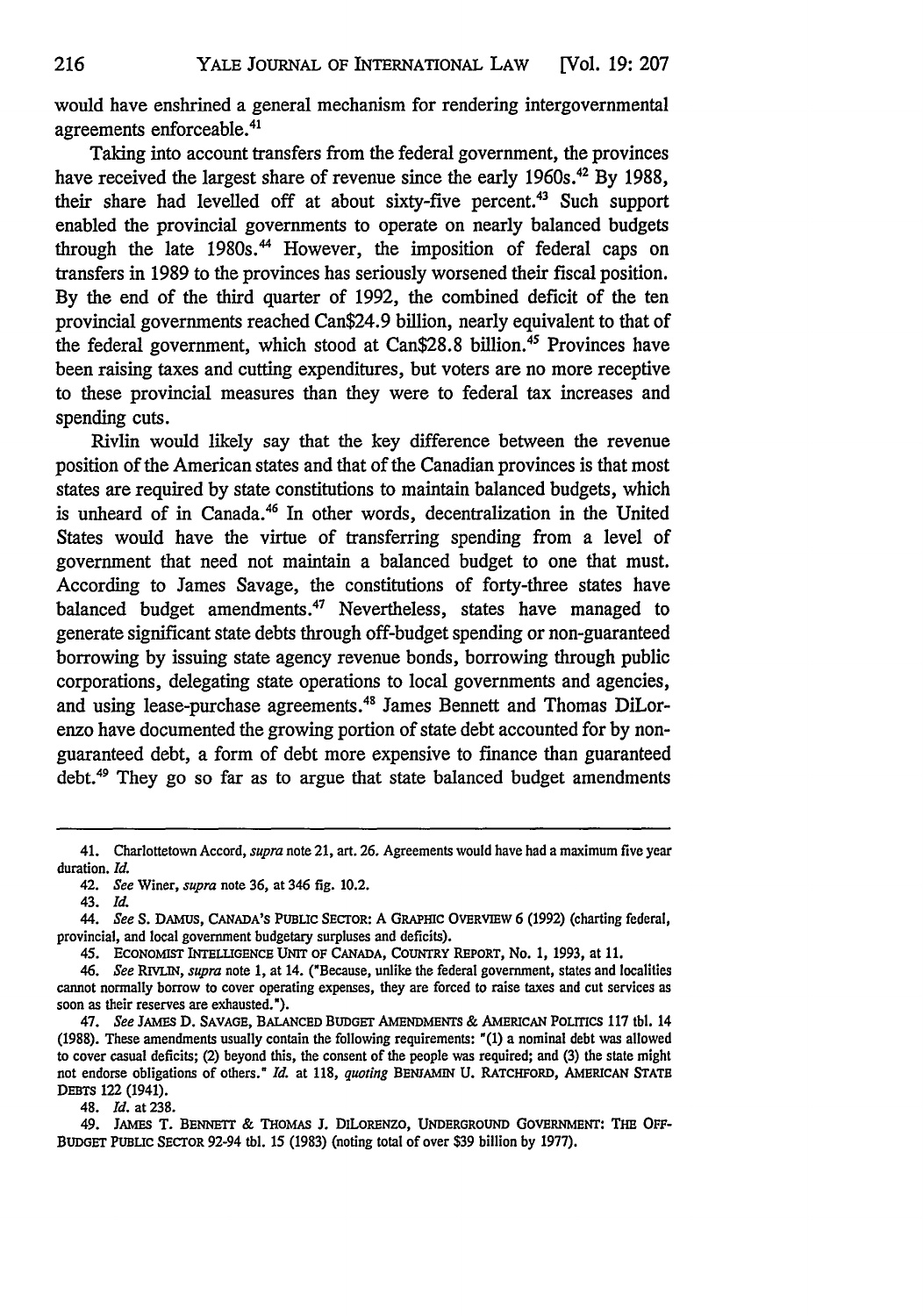would have enshrined a general mechanism for rendering intergovernmental agreements enforceable.[41]

Taking into account transfers from the federal government, the provinces have received the largest share of revenue since the early 1960s.[42] By 1988, their share had levelled off at about sixty-five percent.[43] Such support enabled the provincial governments to operate on nearly balanced budgets through the late 1980s.[44] However, the imposition of federal caps on transfers in 1989 to the provinces has seriously worsened their fiscal position. By the end of the third quarter of 1992, the combined deficit of the ten provincial governments reached Can$24.9 billion, nearly equivalent to that of the federal government, which stood at Can$28.8 billion.[45] Provinces have been raising taxes and cutting expenditures, but voters are no more receptive to these provincial measures than they were to federal tax increases and spending cuts.

Rivlin would likely say that the key difference between the revenue position of the American states and that of the Canadian provinces is that most states are required by state constitutions to maintain balanced budgets, which is unheard of in Canada.[46] In other words, decentralization in the United States would have the virtue of transferring spending from a level of government that need not maintain a balanced budget to one that must. According to James Savage, the constitutions of forty-three states have balanced budget amendments.[47] Nevertheless, states have managed to generate significant state debts through off-budget spending or non-guaranteed borrowing by issuing state agency revenue bonds, borrowing through public corporations, delegating state operations to local governments and agencies, and using lease-purchase agreements.[48] James Bennett and Thomas DiLorenzo have documented the growing portion of state debt accounted for by non-guaranteed debt, a form of debt more expensive to finance than guaranteed debt.[49] They go so far as to argue that state balanced budget amendments

---

41. Charlottetown Accord, *supra* note 21, art. 26. Agreements would have had a maximum five year duration. *Id.*

42. *See* Winer, *supra* note 36, at 346 fig. 10.2.

43. *Id.*

44. *See* S. DAMUS, CANADA'S PUBLIC SECTOR: A GRAPHIC OVERVIEW 6 (1992) (charting federal, provincial, and local government budgetary surpluses and deficits).

45. ECONOMIST INTELLIGENCE UNIT OF CANADA, COUNTRY REPORT, No. 1, 1993, at 11.

46. *See* RIVLIN, *supra* note 1, at 14. ("Because, unlike the federal government, states and localities cannot normally borrow to cover operating expenses, they are forced to raise taxes and cut services as soon as their reserves are exhausted.").

47. *See* JAMES D. SAVAGE, BALANCED BUDGET AMENDMENTS & AMERICAN POLITICS 117 tbl. 14 (1988). These amendments usually contain the following requirements: "(1) a nominal debt was allowed to cover casual deficits; (2) beyond this, the consent of the people was required; and (3) the state might not endorse obligations of others." *Id.* at 118, *quoting* BENJAMIN U. RATCHFORD, AMERICAN STATE DEBTS 122 (1941).

48. *Id.* at 238.

49. JAMES T. BENNETT & THOMAS J. DILORENZO, UNDERGROUND GOVERNMENT: THE OFF-BUDGET PUBLIC SECTOR 92-94 tbl. 15 (1983) (noting total of over $39 billion by 1977).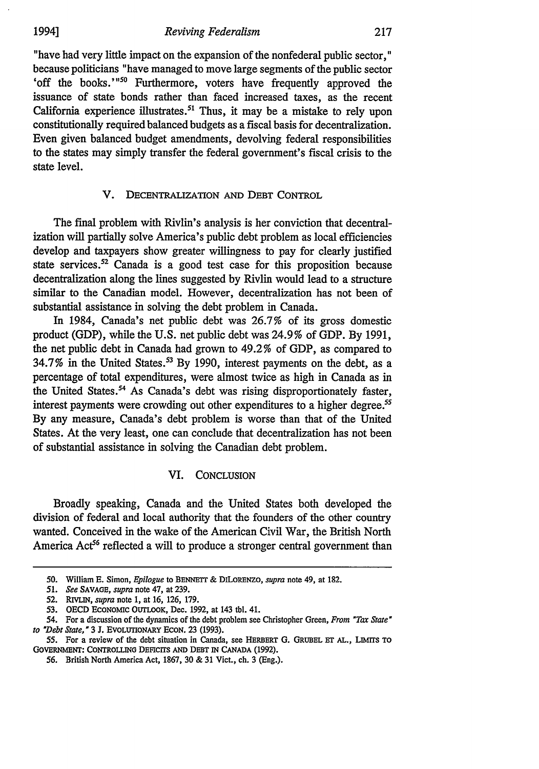"have had very little impact on the expansion of the nonfederal public sector," because politicians "have managed to move large segments of the public sector 'off the books.'"[50] Furthermore, voters have frequently approved the issuance of state bonds rather than faced increased taxes, as the recent California experience illustrates.[51] Thus, it may be a mistake to rely upon constitutionally required balanced budgets as a fiscal basis for decentralization. Even given balanced budget amendments, devolving federal responsibilities to the states may simply transfer the federal government's fiscal crisis to the state level.

## V. Decentralization and Debt Control

The final problem with Rivlin's analysis is her conviction that decentralization will partially solve America's public debt problem as local efficiencies develop and taxpayers show greater willingness to pay for clearly justified state services.[52] Canada is a good test case for this proposition because decentralization along the lines suggested by Rivlin would lead to a structure similar to the Canadian model. However, decentralization has not been of substantial assistance in solving the debt problem in Canada.

In 1984, Canada's net public debt was 26.7% of its gross domestic product (GDP), while the U.S. net public debt was 24.9% of GDP. By 1991, the net public debt in Canada had grown to 49.2% of GDP, as compared to 34.7% in the United States.[53] By 1990, interest payments on the debt, as a percentage of total expenditures, were almost twice as high in Canada as in the United States.[54] As Canada's debt was rising disproportionately faster, interest payments were crowding out other expenditures to a higher degree.[55] By any measure, Canada's debt problem is worse than that of the United States. At the very least, one can conclude that decentralization has not been of substantial assistance in solving the Canadian debt problem.

## VI. Conclusion

Broadly speaking, Canada and the United States both developed the division of federal and local authority that the founders of the other country wanted. Conceived in the wake of the American Civil War, the British North America Act[56] reflected a will to produce a stronger central government than

---

50. William E. Simon, *Epilogue* to BENNETT & DILORENZO, *supra* note 49, at 182.

51. *See* SAVAGE, *supra* note 47, at 239.

52. RIVLIN, *supra* note 1, at 16, 126, 179.

53. OECD ECONOMIC OUTLOOK, Dec. 1992, at 143 tbl. 41.

54. For a discussion of the dynamics of the debt problem see Christopher Green, *From "Tax State" to "Debt State,"* 3 J. EVOLUTIONARY ECON. 23 (1993).

55. For a review of the debt situation in Canada, see HERBERT G. GRUBEL ET AL., LIMITS TO GOVERNMENT: CONTROLLING DEFICITS AND DEBT IN CANADA (1992).

56. British North America Act, 1867, 30 & 31 Vict., ch. 3 (Eng.).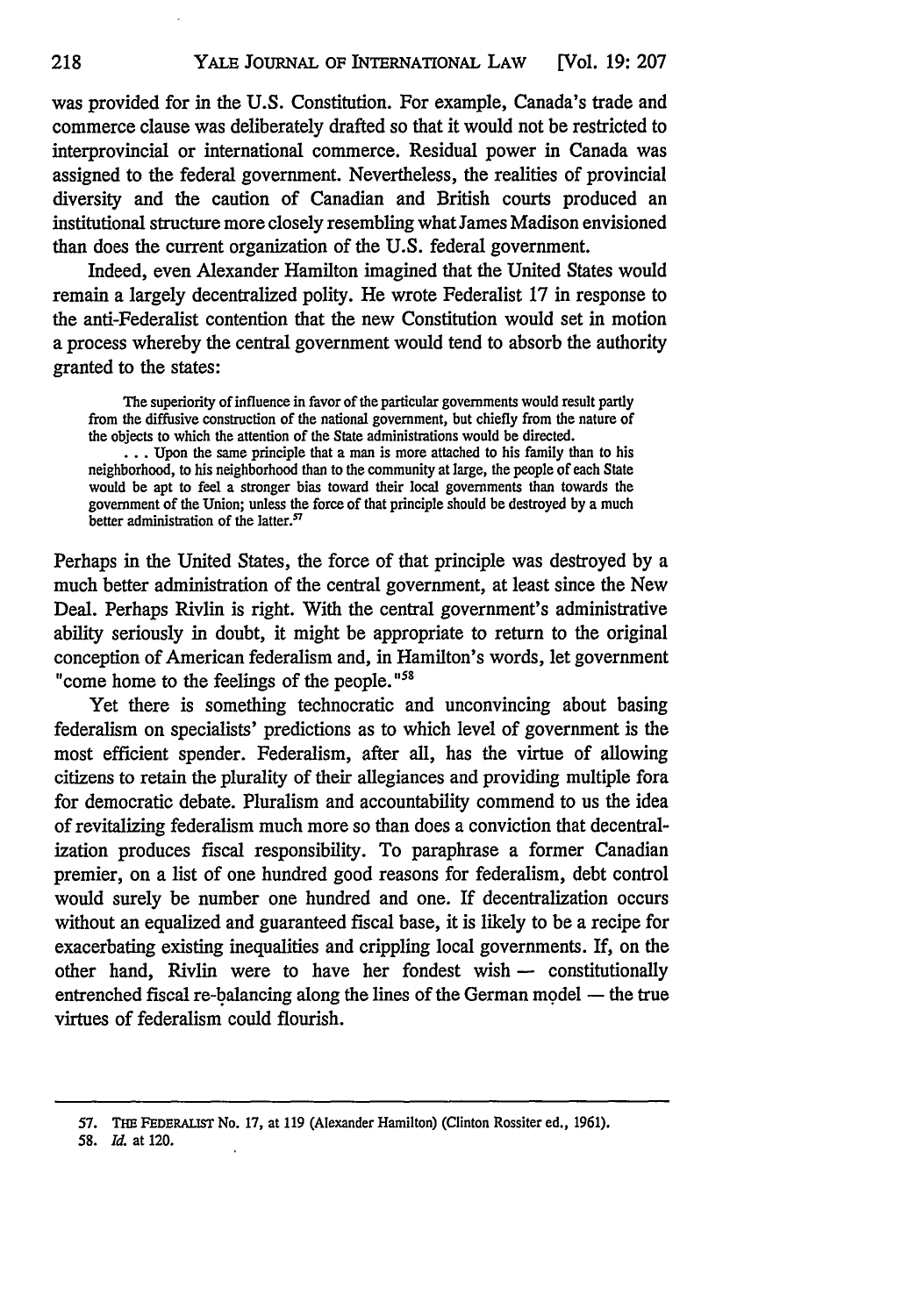was provided for in the U.S. Constitution. For example, Canada's trade and commerce clause was deliberately drafted so that it would not be restricted to interprovincial or international commerce. Residual power in Canada was assigned to the federal government. Nevertheless, the realities of provincial diversity and the caution of Canadian and British courts produced an institutional structure more closely resembling what James Madison envisioned than does the current organization of the U.S. federal government.

Indeed, even Alexander Hamilton imagined that the United States would remain a largely decentralized polity. He wrote Federalist 17 in response to the anti-Federalist contention that the new Constitution would set in motion a process whereby the central government would tend to absorb the authority granted to the states:

> The superiority of influence in favor of the particular governments would result partly from the diffusive construction of the national government, but chiefly from the nature of the objects to which the attention of the State administrations would be directed.
>
> . . . Upon the same principle that a man is more attached to his family than to his neighborhood, to his neighborhood than to the community at large, the people of each State would be apt to feel a stronger bias toward their local governments than towards the government of the Union; unless the force of that principle should be destroyed by a much better administration of the latter.[57]

Perhaps in the United States, the force of that principle was destroyed by a much better administration of the central government, at least since the New Deal. Perhaps Rivlin is right. With the central government's administrative ability seriously in doubt, it might be appropriate to return to the original conception of American federalism and, in Hamilton's words, let government "come home to the feelings of the people."[58]

Yet there is something technocratic and unconvincing about basing federalism on specialists' predictions as to which level of government is the most efficient spender. Federalism, after all, has the virtue of allowing citizens to retain the plurality of their allegiances and providing multiple fora for democratic debate. Pluralism and accountability commend to us the idea of revitalizing federalism much more so than does a conviction that decentralization produces fiscal responsibility. To paraphrase a former Canadian premier, on a list of one hundred good reasons for federalism, debt control would surely be number one hundred and one. If decentralization occurs without an equalized and guaranteed fiscal base, it is likely to be a recipe for exacerbating existing inequalities and crippling local governments. If, on the other hand, Rivlin were to have her fondest wish — constitutionally entrenched fiscal re-balancing along the lines of the German model — the true virtues of federalism could flourish.

---

57. THE FEDERALIST No. 17, at 119 (Alexander Hamilton) (Clinton Rossiter ed., 1961).

58. *Id.* at 120.